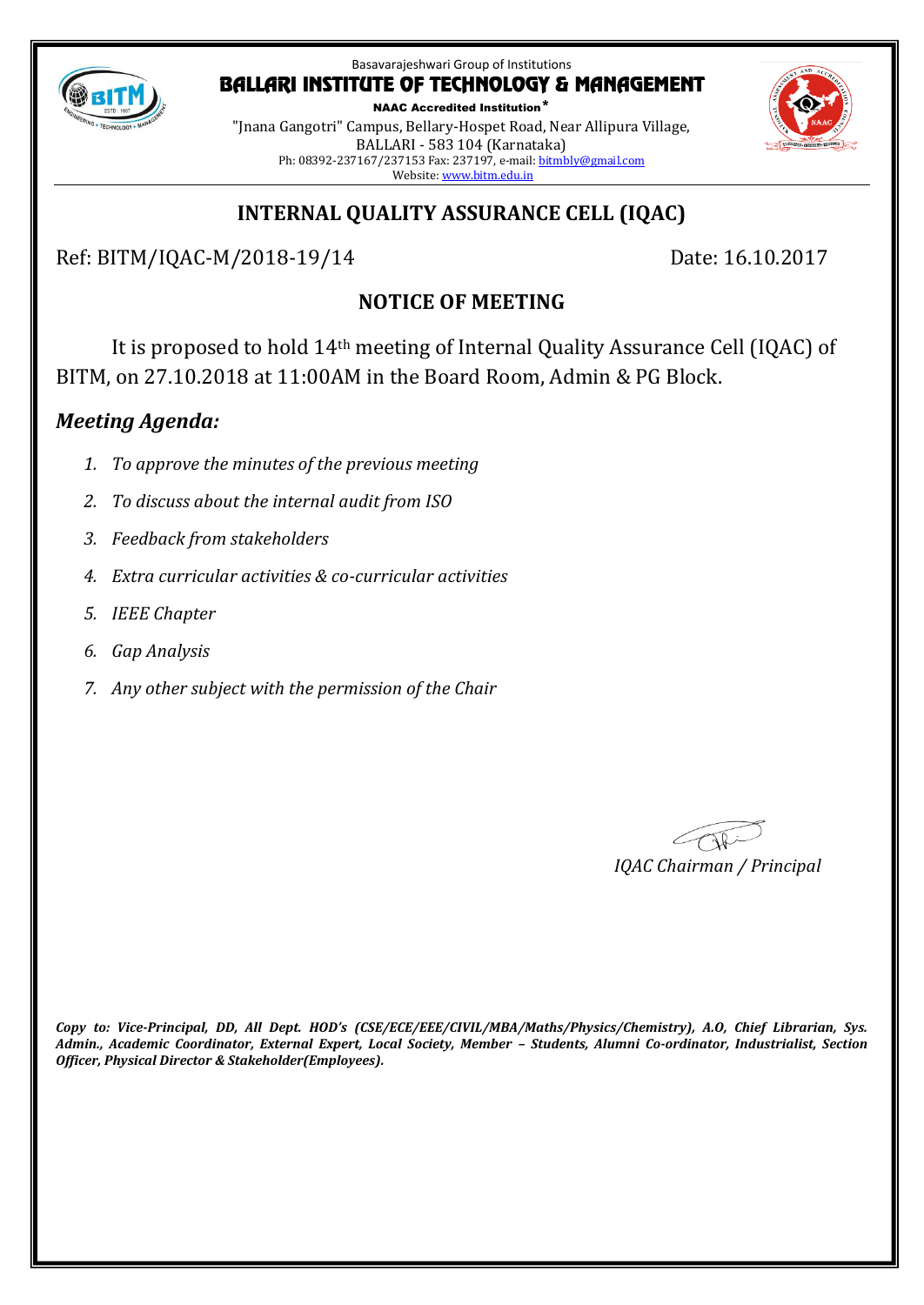Basavarajeshwari Group of Institutions

# BALLARI INSTITUTE OF TECHNOLOGY & MANAGEMENT

**NAAC Accredited Institution***

"Jnana Gangotri" Campus, Bellary-Hospet Road, Near Allipura Village,
BALLARI - 583 104 (Karnataka)
Ph: 08392-237167/237153 Fax: 237197, e-mail: bitmbly@gmail.com
Website: www.bitm.edu.in

## INTERNAL QUALITY ASSURANCE CELL (IQAC)

Ref: BITM/IQAC-M/2018-19/14 Date: 16.10.2017

### NOTICE OF MEETING

It is proposed to hold 14th meeting of Internal Quality Assurance Cell (IQAC) of BITM, on 27.10.2018 at 11:00AM in the Board Room, Admin & PG Block.

### *Meeting Agenda:*

1. *To approve the minutes of the previous meeting*
2. *To discuss about the internal audit from ISO*
3. *Feedback from stakeholders*
4. *Extra curricular activities & co-curricular activities*
5. *IEEE Chapter*
6. *Gap Analysis*
7. *Any other subject with the permission of the Chair*

*IQAC Chairman / Principal*

***Copy to: Vice-Principal, DD, All Dept. HOD's (CSE/ECE/EEE/CIVIL/MBA/Maths/Physics/Chemistry), A.O, Chief Librarian, Sys. Admin., Academic Coordinator, External Expert, Local Society, Member – Students, Alumni Co-ordinator, Industrialist, Section Officer, Physical Director & Stakeholder(Employees).***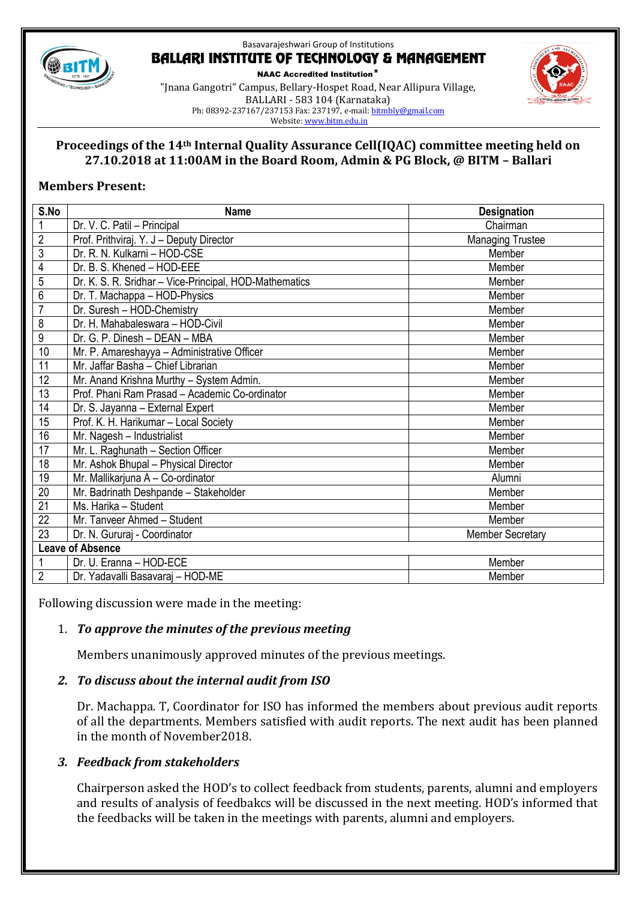Basavarajeshwari Group of Institutions

# BALLARI INSTITUTE OF TECHNOLOGY & MANAGEMENT

**NAAC Accredited Institution***

"Jnana Gangotri" Campus, Bellary-Hospet Road, Near Allipura Village,
BALLARI - 583 104 (Karnataka)
Ph: 08392-237167/237153 Fax: 237197, e-mail: bitmbly@gmail.com
Website: www.bitm.edu.in

## Proceedings of the 14th Internal Quality Assurance Cell(IQAC) committee meeting held on 27.10.2018 at 11:00AM in the Board Room, Admin & PG Block, @ BITM – Ballari

**Members Present:**

| S.No | Name | Designation |
|---|---|---|
| 1 | Dr. V. C. Patil – Principal | Chairman |
| 2 | Prof. Prithviraj. Y. J – Deputy Director | Managing Trustee |
| 3 | Dr. R. N. Kulkarni – HOD-CSE | Member |
| 4 | Dr. B. S. Khened – HOD-EEE | Member |
| 5 | Dr. K. S. R. Sridhar – Vice-Principal, HOD-Mathematics | Member |
| 6 | Dr. T. Machappa – HOD-Physics | Member |
| 7 | Dr. Suresh – HOD-Chemistry | Member |
| 8 | Dr. H. Mahabaleswara – HOD-Civil | Member |
| 9 | Dr. G. P. Dinesh – DEAN – MBA | Member |
| 10 | Mr. P. Amareshayya – Administrative Officer | Member |
| 11 | Mr. Jaffar Basha – Chief Librarian | Member |
| 12 | Mr. Anand Krishna Murthy – System Admin. | Member |
| 13 | Prof. Phani Ram Prasad – Academic Co-ordinator | Member |
| 14 | Dr. S. Jayanna – External Expert | Member |
| 15 | Prof. K. H. Harikumar – Local Society | Member |
| 16 | Mr. Nagesh – Industrialist | Member |
| 17 | Mr. L. Raghunath – Section Officer | Member |
| 18 | Mr. Ashok Bhupal – Physical Director | Member |
| 19 | Mr. Mallikarjuna A – Co-ordinator | Alumni |
| 20 | Mr. Badrinath Deshpande – Stakeholder | Member |
| 21 | Ms. Harika – Student | Member |
| 22 | Mr. Tanveer Ahmed – Student | Member |
| 23 | Dr. N. Gururaj - Coordinator | Member Secretary |
| **Leave of Absence** | | |
| 1 | Dr. U. Eranna – HOD-ECE | Member |
| 2 | Dr. Yadavalli Basavaraj – HOD-ME | Member |

Following discussion were made in the meeting:

1. ***To approve the minutes of the previous meeting***

   Members unanimously approved minutes of the previous meetings.

2. ***To discuss about the internal audit from ISO***

   Dr. Machappa. T, Coordinator for ISO has informed the members about previous audit reports of all the departments. Members satisfied with audit reports. The next audit has been planned in the month of November2018.

3. ***Feedback from stakeholders***

   Chairperson asked the HOD's to collect feedback from students, parents, alumni and employers and results of analysis of feedbakcs will be discussed in the next meeting. HOD's informed that the feedbacks will be taken in the meetings with parents, alumni and employers.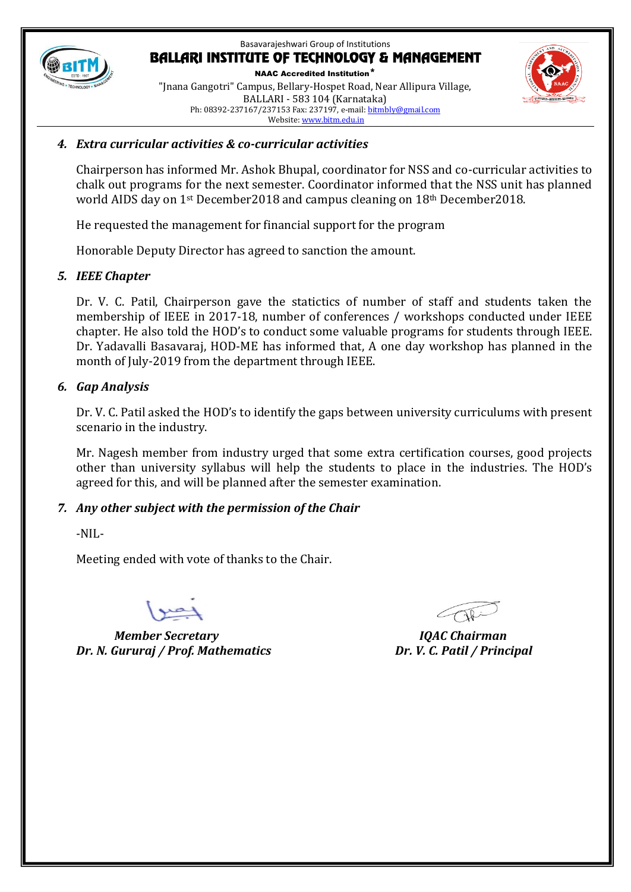### 4. *Extra curricular activities & co-curricular activities*

Chairperson has informed Mr. Ashok Bhupal, coordinator for NSS and co-curricular activities to chalk out programs for the next semester. Coordinator informed that the NSS unit has planned world AIDS day on 1st December2018 and campus cleaning on 18th December2018.

He requested the management for financial support for the program

Honorable Deputy Director has agreed to sanction the amount.

### 5. *IEEE Chapter*

Dr. V. C. Patil, Chairperson gave the statictics of number of staff and students taken the membership of IEEE in 2017-18, number of conferences / workshops conducted under IEEE chapter. He also told the HOD's to conduct some valuable programs for students through IEEE. Dr. Yadavalli Basavaraj, HOD-ME has informed that, A one day workshop has planned in the month of July-2019 from the department through IEEE.

### 6. *Gap Analysis*

Dr. V. C. Patil asked the HOD's to identify the gaps between university curriculums with present scenario in the industry.

Mr. Nagesh member from industry urged that some extra certification courses, good projects other than university syllabus will help the students to place in the industries. The HOD's agreed for this, and will be planned after the semester examination.

### 7. *Any other subject with the permission of the Chair*

-NIL-

Meeting ended with vote of thanks to the Chair.

| ***Member Secretary*** | ***IQAC Chairman*** |
|---|---|
| ***Dr. N. Gururaj / Prof. Mathematics*** | ***Dr. V. C. Patil / Principal*** |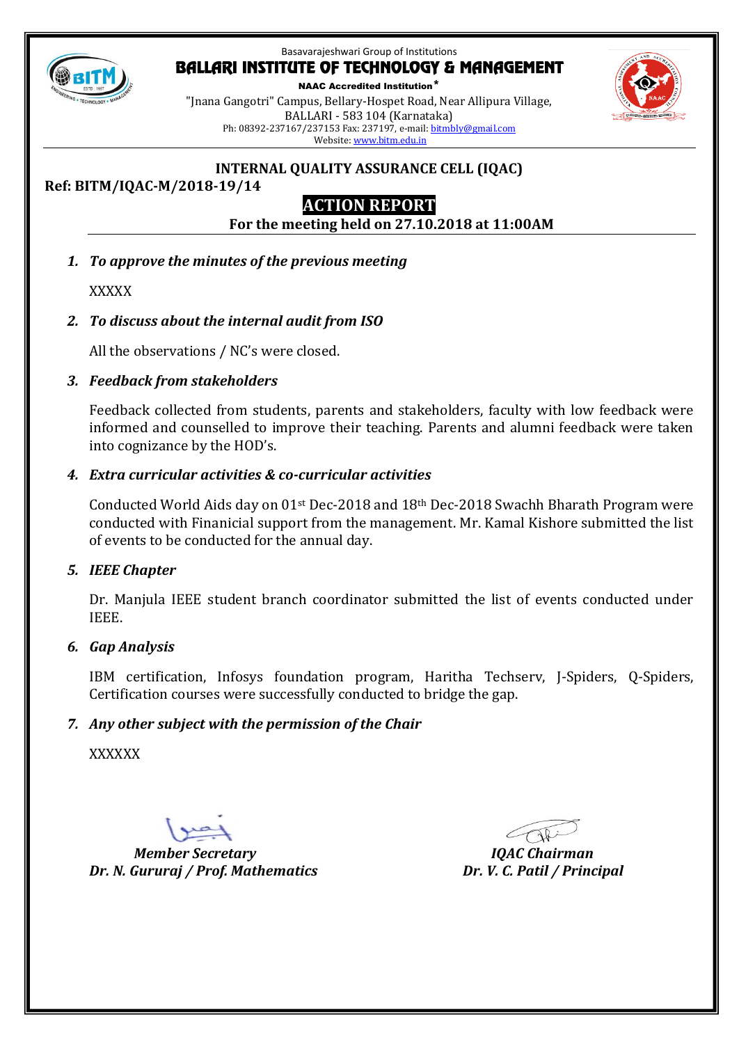Basavarajeshwari Group of Institutions

# BALLARI INSTITUTE OF TECHNOLOGY & MANAGEMENT

**NAAC Accredited Institution***

"Jnana Gangotri" Campus, Bellary-Hospet Road, Near Allipura Village,
BALLARI - 583 104 (Karnataka)
Ph: 08392-237167/237153 Fax: 237197, e-mail: bitmbly@gmail.com
Website: www.bitm.edu.in

## INTERNAL QUALITY ASSURANCE CELL (IQAC)

**Ref: BITM/IQAC-M/2018-19/14**

## ACTION REPORT

**For the meeting held on 27.10.2018 at 11:00AM**

1. ***To approve the minutes of the previous meeting***

   XXXXX

2. ***To discuss about the internal audit from ISO***

   All the observations / NC's were closed.

3. ***Feedback from stakeholders***

   Feedback collected from students, parents and stakeholders, faculty with low feedback were informed and counselled to improve their teaching. Parents and alumni feedback were taken into cognizance by the HOD's.

4. ***Extra curricular activities & co-curricular activities***

   Conducted World Aids day on 01st Dec-2018 and 18th Dec-2018 Swachh Bharath Program were conducted with Finanicial support from the management. Mr. Kamal Kishore submitted the list of events to be conducted for the annual day.

5. ***IEEE Chapter***

   Dr. Manjula IEEE student branch coordinator submitted the list of events conducted under IEEE.

6. ***Gap Analysis***

   IBM certification, Infosys foundation program, Haritha Techserv, J-Spiders, Q-Spiders, Certification courses were successfully conducted to bridge the gap.

7. ***Any other subject with the permission of the Chair***

   XXXXXX

***Member Secretary***
***Dr. N. Gururaj / Prof. Mathematics***

***IQAC Chairman***
***Dr. V. C. Patil / Principal***